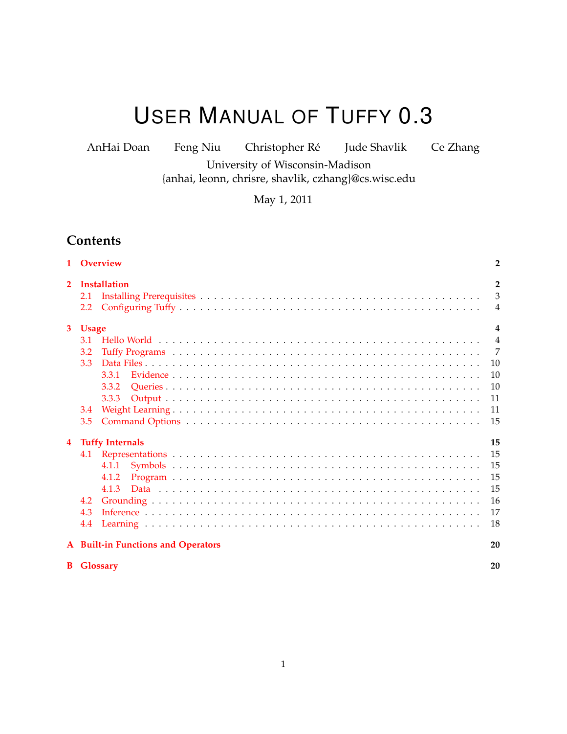# USER MANUAL OF TUFFY 0.3

AnHai Doan Feng Niu Christopher Ré Jude Shavlik Ce Zhang

University of Wisconsin-Madison

{anhai, leonn, chrisre, shavlik, czhang}@cs.wisc.edu

May 1, 2011

## Contents

- **1 Overview** — 2
- **2 Installation** — 2
  - 2.1 Installing Prerequisites — 3
  - 2.2 Configuring Tuffy — 4
- **3 Usage** — 4
  - 3.1 Hello World — 4
  - 3.2 Tuffy Programs — 7
  - 3.3 Data Files — 10
    - 3.3.1 Evidence — 10
    - 3.3.2 Queries — 10
    - 3.3.3 Output — 11
  - 3.4 Weight Learning — 11
  - 3.5 Command Options — 15
- **4 Tuffy Internals** — 15
  - 4.1 Representations — 15
    - 4.1.1 Symbols — 15
    - 4.1.2 Program — 15
    - 4.1.3 Data — 15
  - 4.2 Grounding — 16
  - 4.3 Inference — 17
  - 4.4 Learning — 18
- **A Built-in Functions and Operators** — 20
- **B Glossary** — 20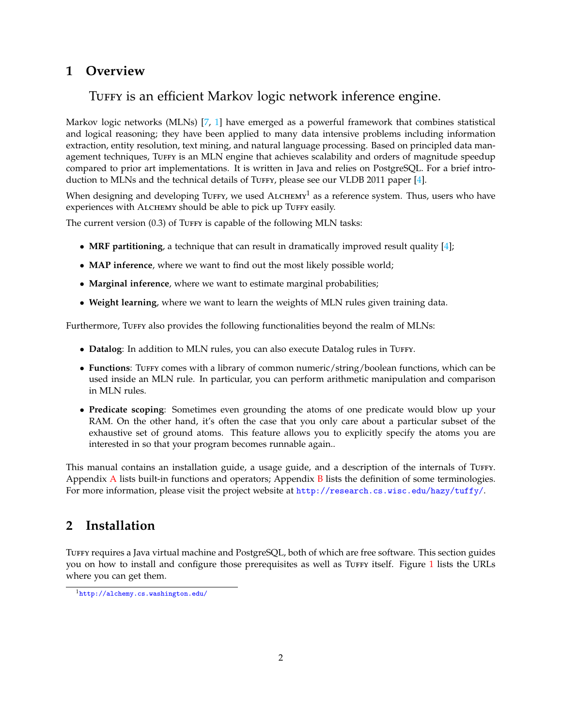# 1 Overview

TUFFY is an efficient Markov logic network inference engine.

Markov logic networks (MLNs) [7, 1] have emerged as a powerful framework that combines statistical and logical reasoning; they have been applied to many data intensive problems including information extraction, entity resolution, text mining, and natural language processing. Based on principled data management techniques, TUFFY is an MLN engine that achieves scalability and orders of magnitude speedup compared to prior art implementations. It is written in Java and relies on PostgreSQL. For a brief introduction to MLNs and the technical details of TUFFY, please see our VLDB 2011 paper [4].

When designing and developing TUFFY, we used ALCHEMY[1] as a reference system. Thus, users who have experiences with ALCHEMY should be able to pick up TUFFY easily.

The current version (0.3) of TUFFY is capable of the following MLN tasks:

- **MRF partitioning**, a technique that can result in dramatically improved result quality [4];
- **MAP inference**, where we want to find out the most likely possible world;
- **Marginal inference**, where we want to estimate marginal probabilities;
- **Weight learning**, where we want to learn the weights of MLN rules given training data.

Furthermore, TUFFY also provides the following functionalities beyond the realm of MLNs:

- **Datalog**: In addition to MLN rules, you can also execute Datalog rules in TUFFY.
- **Functions**: TUFFY comes with a library of common numeric/string/boolean functions, which can be used inside an MLN rule. In particular, you can perform arithmetic manipulation and comparison in MLN rules.
- **Predicate scoping**: Sometimes even grounding the atoms of one predicate would blow up your RAM. On the other hand, it's often the case that you only care about a particular subset of the exhaustive set of ground atoms. This feature allows you to explicitly specify the atoms you are interested in so that your program becomes runnable again..

This manual contains an installation guide, a usage guide, and a description of the internals of TUFFY. Appendix A lists built-in functions and operators; Appendix B lists the definition of some terminologies. For more information, please visit the project website at http://research.cs.wisc.edu/hazy/tuffy/.

# 2 Installation

TUFFY requires a Java virtual machine and PostgreSQL, both of which are free software. This section guides you on how to install and configure those prerequisites as well as TUFFY itself. Figure 1 lists the URLs where you can get them.

[1] http://alchemy.cs.washington.edu/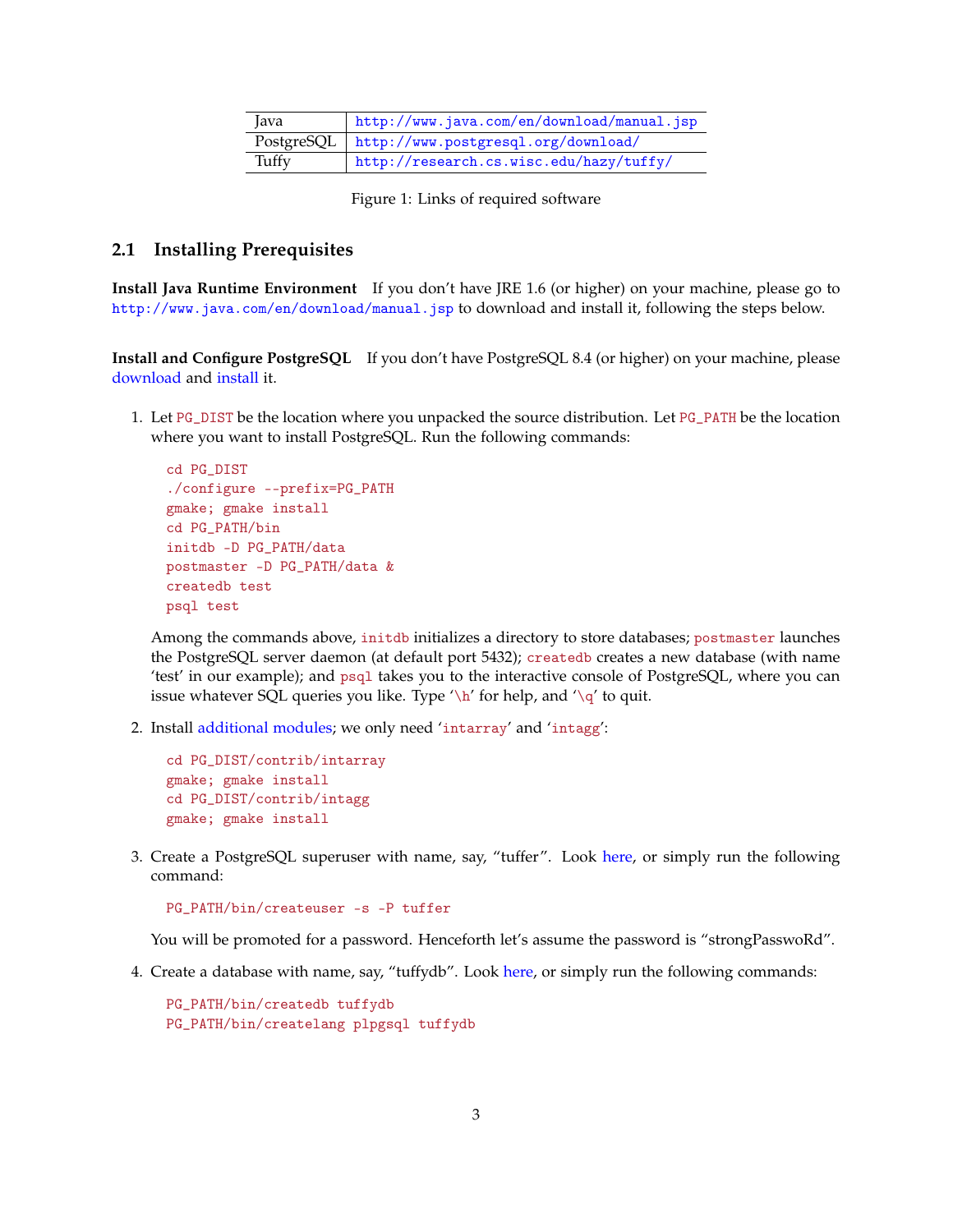| | |
|---|---|
| Java | http://www.java.com/en/download/manual.jsp |
| PostgreSQL | http://www.postgresql.org/download/ |
| Tuffy | http://research.cs.wisc.edu/hazy/tuffy/ |

Figure 1: Links of required software

### 2.1 Installing Prerequisites

**Install Java Runtime Environment** If you don't have JRE 1.6 (or higher) on your machine, please go to http://www.java.com/en/download/manual.jsp to download and install it, following the steps below.

**Install and Configure PostgreSQL** If you don't have PostgreSQL 8.4 (or higher) on your machine, please download and install it.

1. Let `PG_DIST` be the location where you unpacked the source distribution. Let `PG_PATH` be the location where you want to install PostgreSQL. Run the following commands:

   ```
   cd PG_DIST
   ./configure --prefix=PG_PATH
   gmake; gmake install
   cd PG_PATH/bin
   initdb -D PG_PATH/data
   postmaster -D PG_PATH/data &
   createdb test
   psql test
   ```

   Among the commands above, `initdb` initializes a directory to store databases; `postmaster` launches the PostgreSQL server daemon (at default port 5432); `createdb` creates a new database (with name 'test' in our example); and `psql` takes you to the interactive console of PostgreSQL, where you can issue whatever SQL queries you like. Type '`\h`' for help, and '`\q`' to quit.

2. Install additional modules; we only need '`intarray`' and '`intagg`':

   ```
   cd PG_DIST/contrib/intarray
   gmake; gmake install
   cd PG_DIST/contrib/intagg
   gmake; gmake install
   ```

3. Create a PostgreSQL superuser with name, say, "tuffer". Look here, or simply run the following command:

   ```
   PG_PATH/bin/createuser -s -P tuffer
   ```

   You will be promoted for a password. Henceforth let's assume the password is "strongPasswoRd".

4. Create a database with name, say, "tuffydb". Look here, or simply run the following commands:

   ```
   PG_PATH/bin/createdb tuffydb
   PG_PATH/bin/createlang plpgsql tuffydb
   ```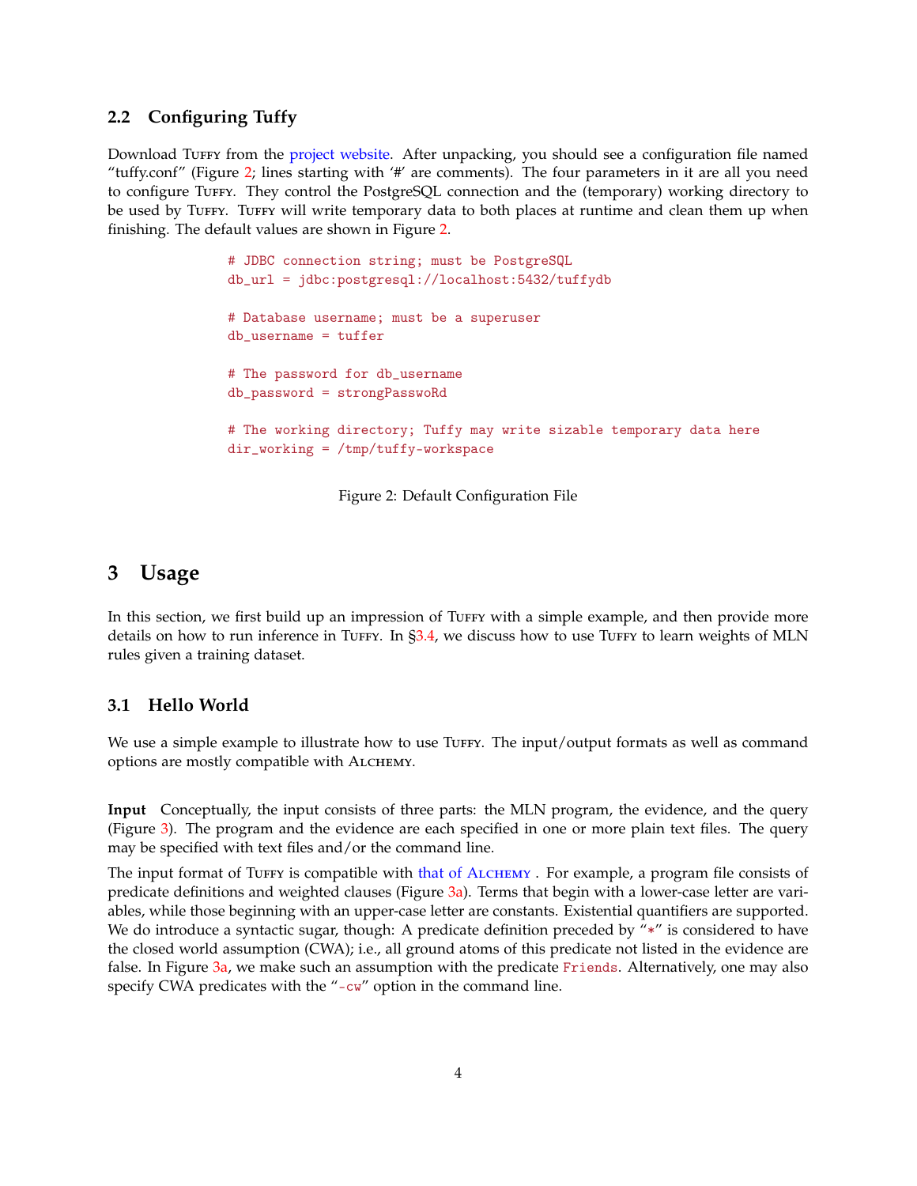### 2.2 Configuring Tuffy

Download Tuffy from the project website. After unpacking, you should see a configuration file named "tuffy.conf" (Figure 2; lines starting with '#' are comments). The four parameters in it are all you need to configure Tuffy. They control the PostgreSQL connection and the (temporary) working directory to be used by Tuffy. Tuffy will write temporary data to both places at runtime and clean them up when finishing. The default values are shown in Figure 2.

```
# JDBC connection string; must be PostgreSQL
db_url = jdbc:postgresql://localhost:5432/tuffydb

# Database username; must be a superuser
db_username = tuffer

# The password for db_username
db_password = strongPasswoRd

# The working directory; Tuffy may write sizable temporary data here
dir_working = /tmp/tuffy-workspace
```

Figure 2: Default Configuration File

## 3 Usage

In this section, we first build up an impression of Tuffy with a simple example, and then provide more details on how to run inference in Tuffy. In §3.4, we discuss how to use Tuffy to learn weights of MLN rules given a training dataset.

### 3.1 Hello World

We use a simple example to illustrate how to use Tuffy. The input/output formats as well as command options are mostly compatible with Alchemy.

**Input** Conceptually, the input consists of three parts: the MLN program, the evidence, and the query (Figure 3). The program and the evidence are each specified in one or more plain text files. The query may be specified with text files and/or the command line.

The input format of Tuffy is compatible with that of Alchemy . For example, a program file consists of predicate definitions and weighted clauses (Figure 3a). Terms that begin with a lower-case letter are variables, while those beginning with an upper-case letter are constants. Existential quantifiers are supported. We do introduce a syntactic sugar, though: A predicate definition preceded by "*" is considered to have the closed world assumption (CWA); i.e., all ground atoms of this predicate not listed in the evidence are false. In Figure 3a, we make such an assumption with the predicate `Friends`. Alternatively, one may also specify CWA predicates with the "`-cw`" option in the command line.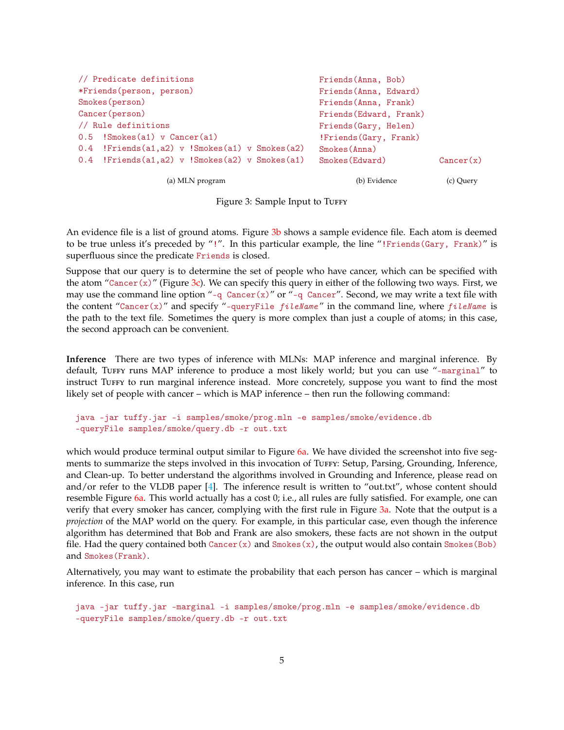```
// Predicate definitions
*Friends(person, person)
Smokes(person)
Cancer(person)
// Rule definitions
0.5  !Smokes(a1) v Cancer(a1)
0.4  !Friends(a1,a2) v !Smokes(a1) v Smokes(a2)
0.4  !Friends(a1,a2) v !Smokes(a2) v Smokes(a1)
```

(a) MLN program

```
Friends(Anna, Bob)
Friends(Anna, Edward)
Friends(Anna, Frank)
Friends(Edward, Frank)
Friends(Gary, Helen)
!Friends(Gary, Frank)
Smokes(Anna)
Smokes(Edward)
```

(b) Evidence

```
Cancer(x)
```

(c) Query

Figure 3: Sample Input to Tuffy

An evidence file is a list of ground atoms. Figure 3b shows a sample evidence file. Each atom is deemed to be true unless it's preceded by "!". In this particular example, the line "!Friends(Gary, Frank)" is superfluous since the predicate Friends is closed.

Suppose that our query is to determine the set of people who have cancer, which can be specified with the atom "Cancer(x)" (Figure 3c). We can specify this query in either of the following two ways. First, we may use the command line option "-q Cancer(x)" or "-q Cancer". Second, we may write a text file with the content "Cancer(x)" and specify "-queryFile *fileName*" in the command line, where *fileName* is the path to the text file. Sometimes the query is more complex than just a couple of atoms; in this case, the second approach can be convenient.

**Inference** There are two types of inference with MLNs: MAP inference and marginal inference. By default, Tuffy runs MAP inference to produce a most likely world; but you can use "-marginal" to instruct Tuffy to run marginal inference instead. More concretely, suppose you want to find the most likely set of people with cancer – which is MAP inference – then run the following command:

```
java -jar tuffy.jar -i samples/smoke/prog.mln -e samples/smoke/evidence.db
-queryFile samples/smoke/query.db -r out.txt
```

which would produce terminal output similar to Figure 6a. We have divided the screenshot into five segments to summarize the steps involved in this invocation of Tuffy: Setup, Parsing, Grounding, Inference, and Clean-up. To better understand the algorithms involved in Grounding and Inference, please read on and/or refer to the VLDB paper [4]. The inference result is written to "out.txt", whose content should resemble Figure 6a. This world actually has a cost 0; i.e., all rules are fully satisfied. For example, one can verify that every smoker has cancer, complying with the first rule in Figure 3a. Note that the output is a *projection* of the MAP world on the query. For example, in this particular case, even though the inference algorithm has determined that Bob and Frank are also smokers, these facts are not shown in the output file. Had the query contained both Cancer(x) and Smokes(x), the output would also contain Smokes(Bob) and Smokes(Frank).

Alternatively, you may want to estimate the probability that each person has cancer – which is marginal inference. In this case, run

```
java -jar tuffy.jar -marginal -i samples/smoke/prog.mln -e samples/smoke/evidence.db
-queryFile samples/smoke/query.db -r out.txt
```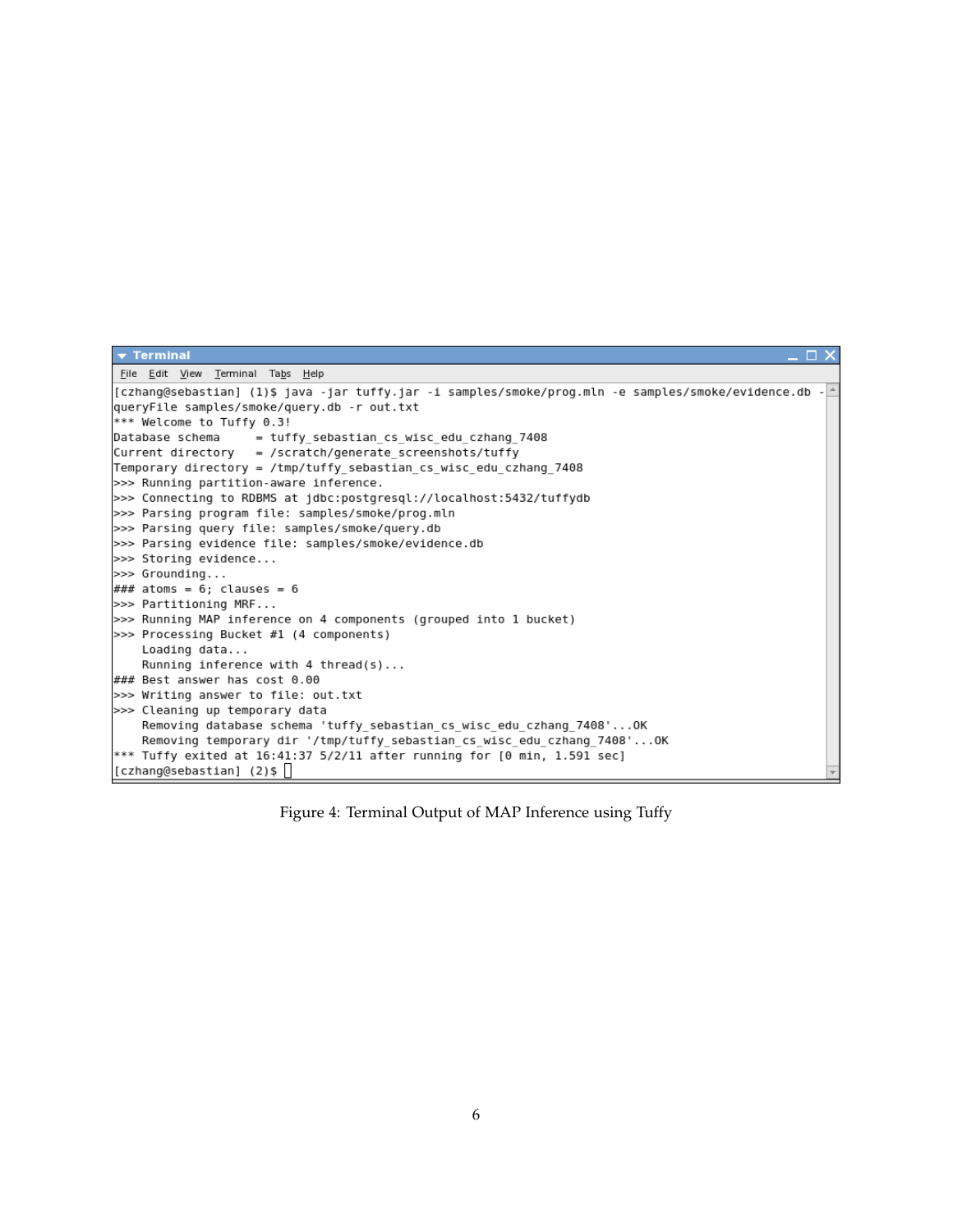```
[czhang@sebastian] (1)$ java -jar tuffy.jar -i samples/smoke/prog.mln -e samples/smoke/evidence.db -queryFile samples/smoke/query.db -r out.txt
*** Welcome to Tuffy 0.3!
Database schema     = tuffy_sebastian_cs_wisc_edu_czhang_7408
Current directory   = /scratch/generate_screenshots/tuffy
Temporary directory = /tmp/tuffy_sebastian_cs_wisc_edu_czhang_7408
>>> Running partition-aware inference.
>>> Connecting to RDBMS at jdbc:postgresql://localhost:5432/tuffydb
>>> Parsing program file: samples/smoke/prog.mln
>>> Parsing query file: samples/smoke/query.db
>>> Parsing evidence file: samples/smoke/evidence.db
>>> Storing evidence...
>>> Grounding...
### atoms = 6; clauses = 6
>>> Partitioning MRF...
>>> Running MAP inference on 4 components (grouped into 1 bucket)
>>> Processing Bucket #1 (4 components)
    Loading data...
    Running inference with 4 thread(s)...
### Best answer has cost 0.00
>>> Writing answer to file: out.txt
>>> Cleaning up temporary data
    Removing database schema 'tuffy_sebastian_cs_wisc_edu_czhang_7408'...OK
    Removing temporary dir '/tmp/tuffy_sebastian_cs_wisc_edu_czhang_7408'...OK
*** Tuffy exited at 16:41:37 5/2/11 after running for [0 min, 1.591 sec]
[czhang@sebastian] (2)$
```

Figure 4: Terminal Output of MAP Inference using Tuffy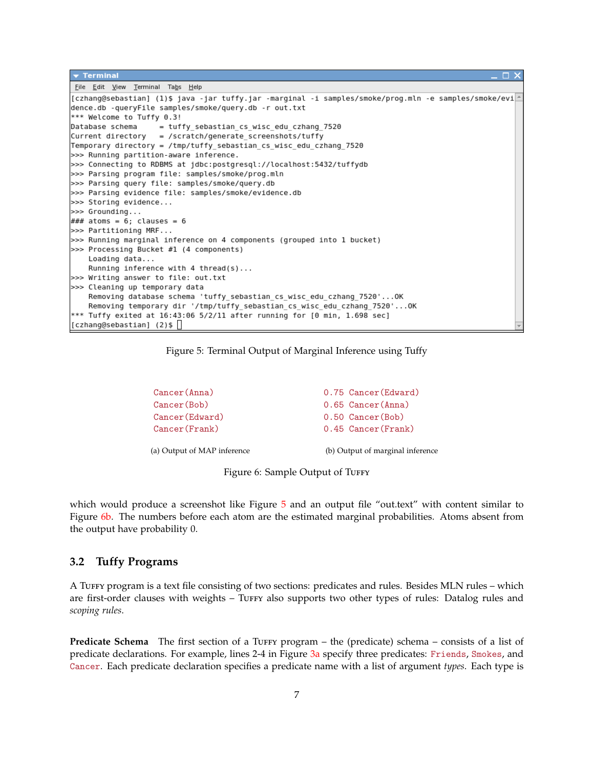```
[czhang@sebastian] (1)$ java -jar tuffy.jar -marginal -i samples/smoke/prog.mln -e samples/smoke/evi
dence.db -queryFile samples/smoke/query.db -r out.txt
*** Welcome to Tuffy 0.3!
Database schema     = tuffy_sebastian_cs_wisc_edu_czhang_7520
Current directory   = /scratch/generate_screenshots/tuffy
Temporary directory = /tmp/tuffy_sebastian_cs_wisc_edu_czhang_7520
>>> Running partition-aware inference.
>>> Connecting to RDBMS at jdbc:postgresql://localhost:5432/tuffydb
>>> Parsing program file: samples/smoke/prog.mln
>>> Parsing query file: samples/smoke/query.db
>>> Parsing evidence file: samples/smoke/evidence.db
>>> Storing evidence...
>>> Grounding...
### atoms = 6; clauses = 6
>>> Partitioning MRF...
>>> Running marginal inference on 4 components (grouped into 1 bucket)
>>> Processing Bucket #1 (4 components)
    Loading data...
    Running inference with 4 thread(s)...
>>> Writing answer to file: out.txt
>>> Cleaning up temporary data
    Removing database schema 'tuffy_sebastian_cs_wisc_edu_czhang_7520'...OK
    Removing temporary dir '/tmp/tuffy_sebastian_cs_wisc_edu_czhang_7520'...OK
*** Tuffy exited at 16:43:06 5/2/11 after running for [0 min, 1.698 sec]
[czhang@sebastian] (2)$
```

Figure 5: Terminal Output of Marginal Inference using Tuffy

```
Cancer(Anna)
Cancer(Bob)
Cancer(Edward)
Cancer(Frank)
```

(a) Output of MAP inference

```
0.75 Cancer(Edward)
0.65 Cancer(Anna)
0.50 Cancer(Bob)
0.45 Cancer(Frank)
```

(b) Output of marginal inference

Figure 6: Sample Output of Tuffy

which would produce a screenshot like Figure 5 and an output file "out.text" with content similar to Figure 6b. The numbers before each atom are the estimated marginal probabilities. Atoms absent from the output have probability 0.

### 3.2 Tuffy Programs

A Tuffy program is a text file consisting of two sections: predicates and rules. Besides MLN rules – which are first-order clauses with weights – Tuffy also supports two other types of rules: Datalog rules and *scoping rules*.

**Predicate Schema** The first section of a Tuffy program – the (predicate) schema – consists of a list of predicate declarations. For example, lines 2-4 in Figure 3a specify three predicates: `Friends`, `Smokes`, and `Cancer`. Each predicate declaration specifies a predicate name with a list of argument *types*. Each type is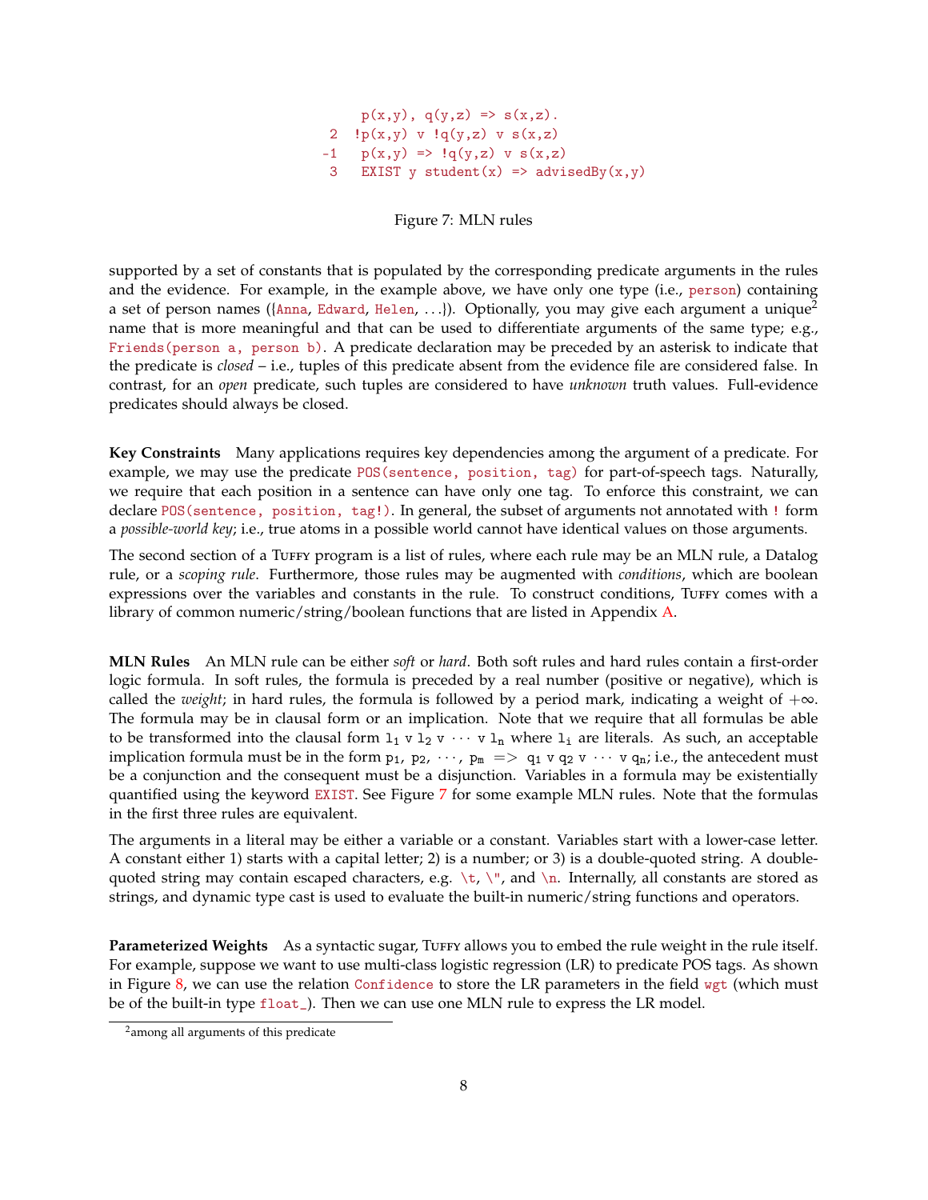```
    p(x,y), q(y,z) => s(x,z).
 2  !p(x,y) v !q(y,z) v s(x,z)
-1   p(x,y) => !q(y,z) v s(x,z)
 3   EXIST y student(x) => advisedBy(x,y)
```

Figure 7: MLN rules

supported by a set of constants that is populated by the corresponding predicate arguments in the rules and the evidence. For example, in the example above, we have only one type (i.e., `person`) containing a set of person names ({`Anna`, `Edward`, `Helen`, ...}). Optionally, you may give each argument a unique[2] name that is more meaningful and that can be used to differentiate arguments of the same type; e.g., `Friends(person a, person b)`. A predicate declaration may be preceded by an asterisk to indicate that the predicate is *closed* – i.e., tuples of this predicate absent from the evidence file are considered false. In contrast, for an *open* predicate, such tuples are considered to have *unknown* truth values. Full-evidence predicates should always be closed.

**Key Constraints** Many applications requires key dependencies among the argument of a predicate. For example, we may use the predicate `POS(sentence, position, tag)` for part-of-speech tags. Naturally, we require that each position in a sentence can have only one tag. To enforce this constraint, we can declare `POS(sentence, position, tag!)`. In general, the subset of arguments not annotated with `!` form a *possible-world key*; i.e., true atoms in a possible world cannot have identical values on those arguments.

The second section of a Tuffy program is a list of rules, where each rule may be an MLN rule, a Datalog rule, or a *scoping rule*. Furthermore, those rules may be augmented with *conditions*, which are boolean expressions over the variables and constants in the rule. To construct conditions, Tuffy comes with a library of common numeric/string/boolean functions that are listed in Appendix A.

**MLN Rules** An MLN rule can be either *soft* or *hard*. Both soft rules and hard rules contain a first-order logic formula. In soft rules, the formula is preceded by a real number (positive or negative), which is called the *weight*; in hard rules, the formula is followed by a period mark, indicating a weight of $+\infty$. The formula may be in clausal form or an implication. Note that we require that all formulas be able to be transformed into the clausal form $l_1$ v $l_2$ v $\cdots$ v $l_n$ where $l_i$ are literals. As such, an acceptable implication formula must be in the form $p_1$, $p_2$, $\cdots$, $p_m$ => $q_1$ v $q_2$ v $\cdots$ v $q_n$; i.e., the antecedent must be a conjunction and the consequent must be a disjunction. Variables in a formula may be existentially quantified using the keyword `EXIST`. See Figure 7 for some example MLN rules. Note that the formulas in the first three rules are equivalent.

The arguments in a literal may be either a variable or a constant. Variables start with a lower-case letter. A constant either 1) starts with a capital letter; 2) is a number; or 3) is a double-quoted string. A double-quoted string may contain escaped characters, e.g. `\t`, `\"`, and `\n`. Internally, all constants are stored as strings, and dynamic type cast is used to evaluate the built-in numeric/string functions and operators.

**Parameterized Weights** As a syntactic sugar, Tuffy allows you to embed the rule weight in the rule itself. For example, suppose we want to use multi-class logistic regression (LR) to predicate POS tags. As shown in Figure 8, we can use the relation `Confidence` to store the LR parameters in the field `wgt` (which must be of the built-in type `float_`). Then we can use one MLN rule to express the LR model.

[2] among all arguments of this predicate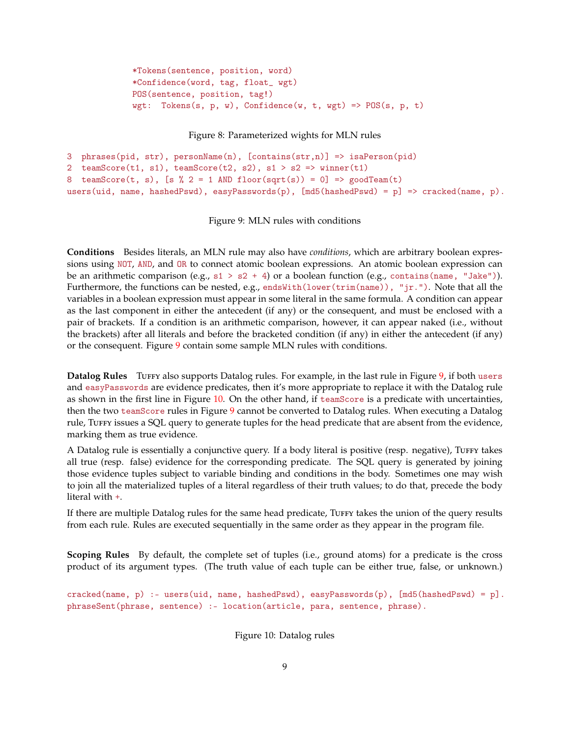```
*Tokens(sentence, position, word)
*Confidence(word, tag, float_ wgt)
POS(sentence, position, tag!)
wgt:  Tokens(s, p, w), Confidence(w, t, wgt) => POS(s, p, t)
```

Figure 8: Parameterized wights for MLN rules

```
3  phrases(pid, str), personName(n), [contains(str,n)] => isPerson(pid)
2  teamScore(t1, s1), teamScore(t2, s2), s1 > s2 => winner(t1)
8  teamScore(t, s), [s % 2 = 1 AND floor(sqrt(s)) = 0] => goodTeam(t)
users(uid, name, hashedPswd), easyPasswords(p), [md5(hashedPswd) = p] => cracked(name, p).
```

Figure 9: MLN rules with conditions

**Conditions** Besides literals, an MLN rule may also have *conditions*, which are arbitrary boolean expressions using `NOT`, `AND`, and `OR` to connect atomic boolean expressions. An atomic boolean expression can be an arithmetic comparison (e.g., `s1 > s2 + 4`) or a boolean function (e.g., `contains(name, "Jake")`). Furthermore, the functions can be nested, e.g., `endsWith(lower(trim(name)), "jr.")`. Note that all the variables in a boolean expression must appear in some literal in the same formula. A condition can appear as the last component in either the antecedent (if any) or the consequent, and must be enclosed with a pair of brackets. If a condition is an arithmetic comparison, however, it can appear naked (i.e., without the brackets) after all literals and before the bracketed condition (if any) in either the antecedent (if any) or the consequent. Figure 9 contain some sample MLN rules with conditions.

**Datalog Rules** Tuffy also supports Datalog rules. For example, in the last rule in Figure 9, if both `users` and `easyPasswords` are evidence predicates, then it's more appropriate to replace it with the Datalog rule as shown in the first line in Figure 10. On the other hand, if `teamScore` is a predicate with uncertainties, then the two `teamScore` rules in Figure 9 cannot be converted to Datalog rules. When executing a Datalog rule, Tuffy issues a SQL query to generate tuples for the head predicate that are absent from the evidence, marking them as true evidence.

A Datalog rule is essentially a conjunctive query. If a body literal is positive (resp. negative), Tuffy takes all true (resp. false) evidence for the corresponding predicate. The SQL query is generated by joining those evidence tuples subject to variable binding and conditions in the body. Sometimes one may wish to join all the materialized tuples of a literal regardless of their truth values; to do that, precede the body literal with `+`.

If there are multiple Datalog rules for the same head predicate, Tuffy takes the union of the query results from each rule. Rules are executed sequentially in the same order as they appear in the program file.

**Scoping Rules** By default, the complete set of tuples (i.e., ground atoms) for a predicate is the cross product of its argument types. (The truth value of each tuple can be either true, false, or unknown.)

```
cracked(name, p) :- users(uid, name, hashedPswd), easyPasswords(p), [md5(hashedPswd) = p].
phraseSent(phrase, sentence) :- location(article, para, sentence, phrase).
```

Figure 10: Datalog rules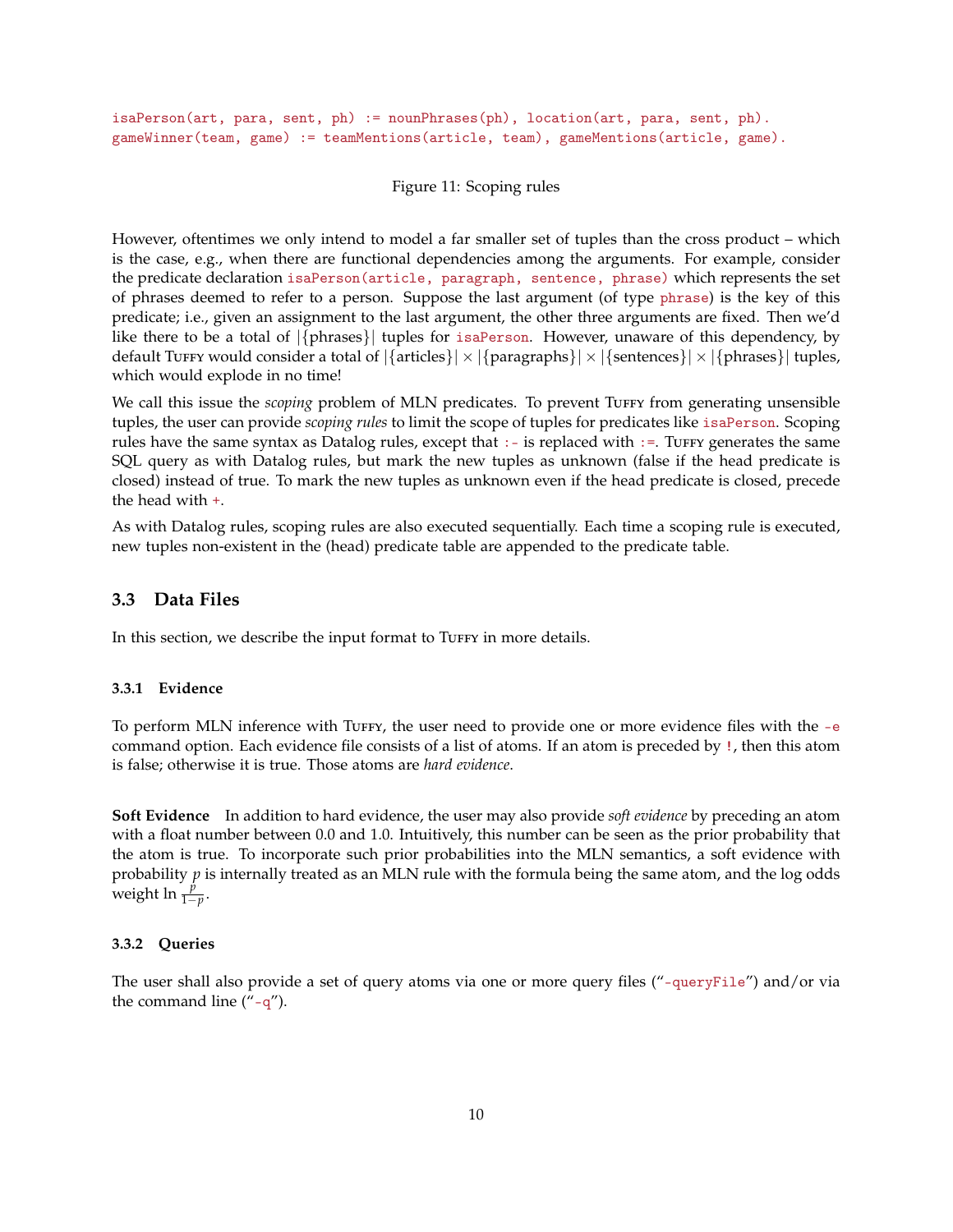```
isaPerson(art, para, sent, ph) := nounPhrases(ph), location(art, para, sent, ph).
gameWinner(team, game) := teamMentions(article, team), gameMentions(article, game).
```

Figure 11: Scoping rules

However, oftentimes we only intend to model a far smaller set of tuples than the cross product – which is the case, e.g., when there are functional dependencies among the arguments. For example, consider the predicate declaration `isPerson(article, paragraph, sentence, phrase)` which represents the set of phrases deemed to refer to a person. Suppose the last argument (of type `phrase`) is the key of this predicate; i.e., given an assignment to the last argument, the other three arguments are fixed. Then we'd like there to be a total of $|\{\text{phrases}\}|$ tuples for `isPerson`. However, unaware of this dependency, by default Tuffy would consider a total of $|\{\text{articles}\}| \times |\{\text{paragraphs}\}| \times |\{\text{sentences}\}| \times |\{\text{phrases}\}|$ tuples, which would explode in no time!

We call this issue the *scoping* problem of MLN predicates. To prevent Tuffy from generating unsensible tuples, the user can provide *scoping rules* to limit the scope of tuples for predicates like `isPerson`. Scoping rules have the same syntax as Datalog rules, except that `:-` is replaced with `:=`. Tuffy generates the same SQL query as with Datalog rules, but mark the new tuples as unknown (false if the head predicate is closed) instead of true. To mark the new tuples as unknown even if the head predicate is closed, precede the head with `+`.

As with Datalog rules, scoping rules are also executed sequentially. Each time a scoping rule is executed, new tuples non-existent in the (head) predicate table are appended to the predicate table.

## 3.3 Data Files

In this section, we describe the input format to Tuffy in more details.

### 3.3.1 Evidence

To perform MLN inference with Tuffy, the user need to provide one or more evidence files with the `-e` command option. Each evidence file consists of a list of atoms. If an atom is preceded by `!`, then this atom is false; otherwise it is true. Those atoms are *hard evidence*.

**Soft Evidence** In addition to hard evidence, the user may also provide *soft evidence* by preceding an atom with a float number between 0.0 and 1.0. Intuitively, this number can be seen as the prior probability that the atom is true. To incorporate such prior probabilities into the MLN semantics, a soft evidence with probability $p$ is internally treated as an MLN rule with the formula being the same atom, and the log odds weight $\ln \frac{p}{1-p}$.

### 3.3.2 Queries

The user shall also provide a set of query atoms via one or more query files ("`-queryFile`") and/or via the command line ("`-q`").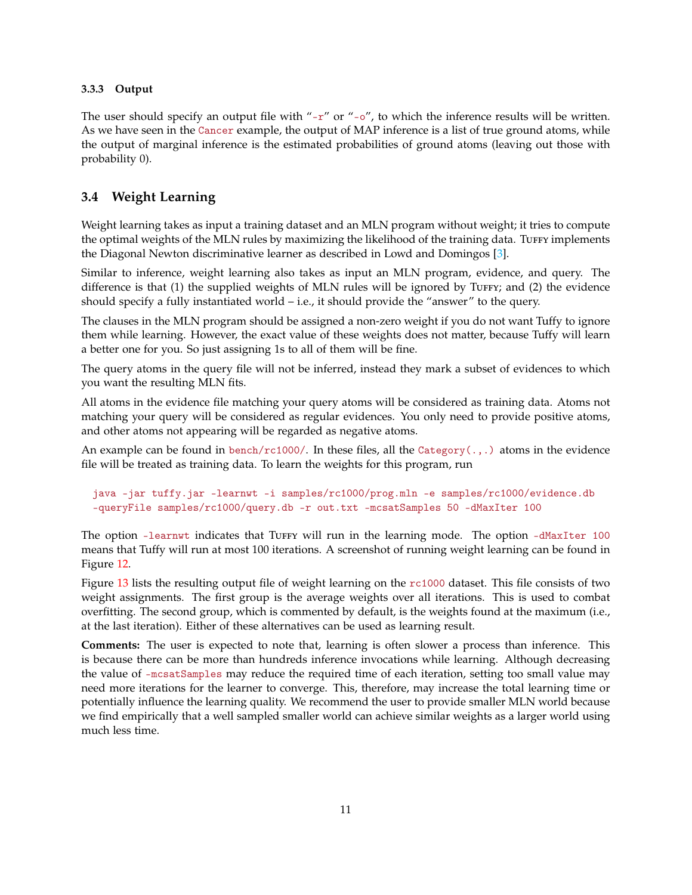#### 3.3.3 Output

The user should specify an output file with "-r" or "-o", to which the inference results will be written. As we have seen in the Cancer example, the output of MAP inference is a list of true ground atoms, while the output of marginal inference is the estimated probabilities of ground atoms (leaving out those with probability 0).

### 3.4 Weight Learning

Weight learning takes as input a training dataset and an MLN program without weight; it tries to compute the optimal weights of the MLN rules by maximizing the likelihood of the training data. Tuffy implements the Diagonal Newton discriminative learner as described in Lowd and Domingos [3].

Similar to inference, weight learning also takes as input an MLN program, evidence, and query. The difference is that (1) the supplied weights of MLN rules will be ignored by Tuffy; and (2) the evidence should specify a fully instantiated world – i.e., it should provide the "answer" to the query.

The clauses in the MLN program should be assigned a non-zero weight if you do not want Tuffy to ignore them while learning. However, the exact value of these weights does not matter, because Tuffy will learn a better one for you. So just assigning 1s to all of them will be fine.

The query atoms in the query file will not be inferred, instead they mark a subset of evidences to which you want the resulting MLN fits.

All atoms in the evidence file matching your query atoms will be considered as training data. Atoms not matching your query will be considered as regular evidences. You only need to provide positive atoms, and other atoms not appearing will be regarded as negative atoms.

An example can be found in bench/rc1000/. In these files, all the Category(.,.) atoms in the evidence file will be treated as training data. To learn the weights for this program, run

```
java -jar tuffy.jar -learnwt -i samples/rc1000/prog.mln -e samples/rc1000/evidence.db
-queryFile samples/rc1000/query.db -r out.txt -mcsatSamples 50 -dMaxIter 100
```

The option -learnwt indicates that Tuffy will run in the learning mode. The option -dMaxIter 100 means that Tuffy will run at most 100 iterations. A screenshot of running weight learning can be found in Figure 12.

Figure 13 lists the resulting output file of weight learning on the rc1000 dataset. This file consists of two weight assignments. The first group is the average weights over all iterations. This is used to combat overfitting. The second group, which is commented by default, is the weights found at the maximum (i.e., at the last iteration). Either of these alternatives can be used as learning result.

**Comments:** The user is expected to note that, learning is often slower a process than inference. This is because there can be more than hundreds inference invocations while learning. Although decreasing the value of -mcsatSamples may reduce the required time of each iteration, setting too small value may need more iterations for the learner to converge. This, therefore, may increase the total learning time or potentially influence the learning quality. We recommend the user to provide smaller MLN world because we find empirically that a well sampled smaller world can achieve similar weights as a larger world using much less time.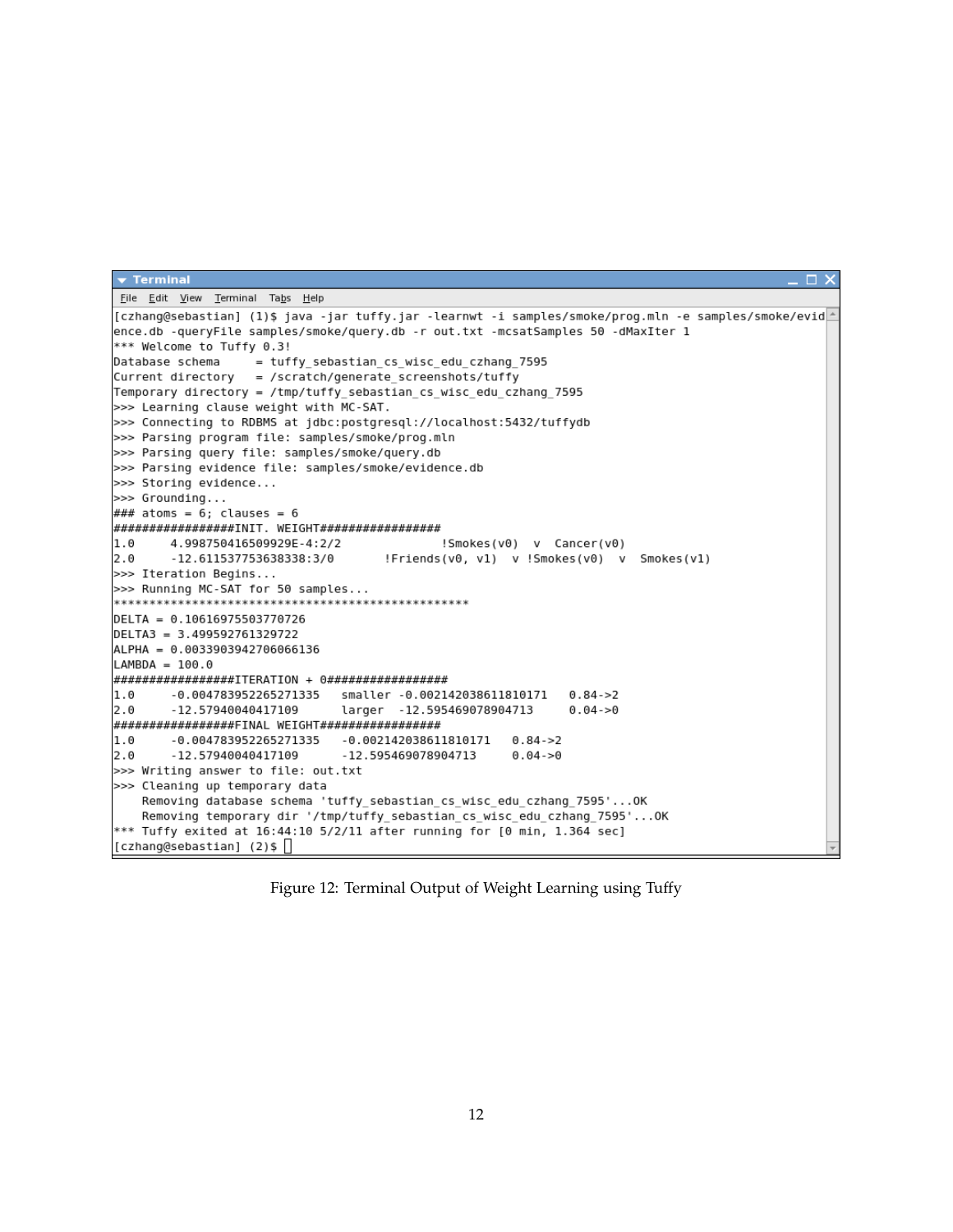```
[czhang@sebastian] (1)$ java -jar tuffy.jar -learnwt -i samples/smoke/prog.mln -e samples/smoke/evidence.db -queryFile samples/smoke/query.db -r out.txt -mcsatSamples 50 -dMaxIter 1
*** Welcome to Tuffy 0.3!
Database schema     = tuffy_sebastian_cs_wisc_edu_czhang_7595
Current directory   = /scratch/generate_screenshots/tuffy
Temporary directory = /tmp/tuffy_sebastian_cs_wisc_edu_czhang_7595
>>> Learning clause weight with MC-SAT.
>>> Connecting to RDBMS at jdbc:postgresql://localhost:5432/tuffydb
>>> Parsing program file: samples/smoke/prog.mln
>>> Parsing query file: samples/smoke/query.db
>>> Parsing evidence file: samples/smoke/evidence.db
>>> Storing evidence...
>>> Grounding...
### atoms = 6; clauses = 6
#################INIT. WEIGHT#################
1.0     4.998750416509929E-4:2/2             !Smokes(v0)  v  Cancer(v0)
2.0     -12.611537753638338:3/0       !Friends(v0, v1)  v !Smokes(v0)  v  Smokes(v1)
>>> Iteration Begins...
>>> Running MC-SAT for 50 samples...
*************************************************
DELTA = 0.10616975503770726
DELTA3 = 3.499592761329722
ALPHA = 0.0033903942706066136
LAMBDA = 100.0
#################ITERATION + 0#################
1.0     -0.004783952265271335   smaller -0.002142038611810171   0.84->2
2.0     -12.57940040417109      larger  -12.595469078904713     0.04->0
#################FINAL WEIGHT#################
1.0     -0.004783952265271335   -0.002142038611810171   0.84->2
2.0     -12.57940040417109      -12.595469078904713     0.04->0
>>> Writing answer to file: out.txt
>>> Cleaning up temporary data
    Removing database schema 'tuffy_sebastian_cs_wisc_edu_czhang_7595'...OK
    Removing temporary dir '/tmp/tuffy_sebastian_cs_wisc_edu_czhang_7595'...OK
*** Tuffy exited at 16:44:10 5/2/11 after running for [0 min, 1.364 sec]
[czhang@sebastian] (2)$
```

Figure 12: Terminal Output of Weight Learning using Tuffy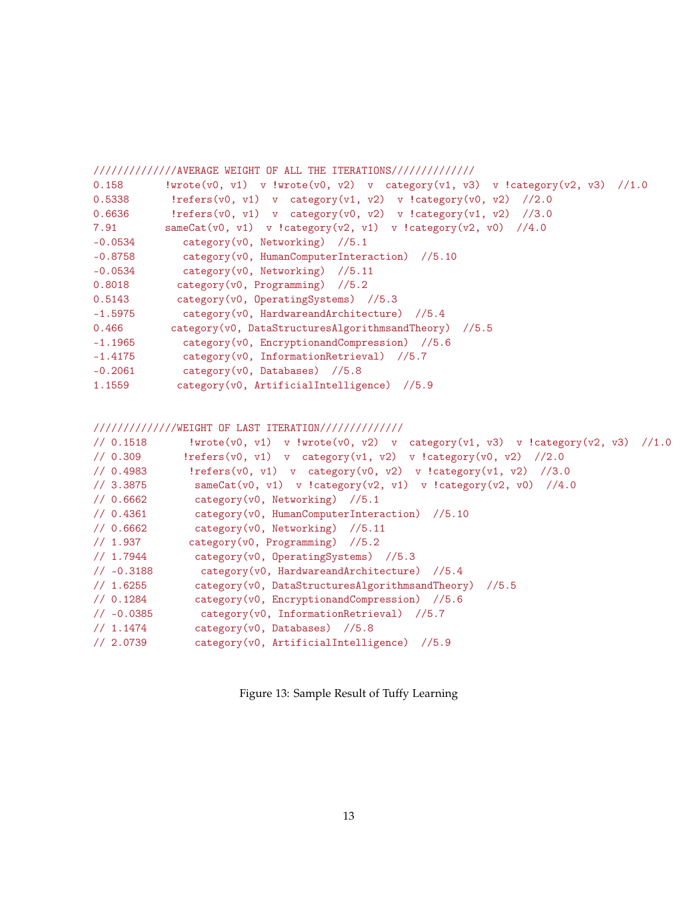```
//////////////AVERAGE WEIGHT OF ALL THE ITERATIONS//////////////
0.158       !wrote(v0, v1)  v !wrote(v0, v2)  v  category(v1, v3)  v !category(v2, v3)  //1.0
0.5338       !refers(v0, v1)  v  category(v1, v2)  v !category(v0, v2)  //2.0
0.6636       !refers(v0, v1)  v  category(v0, v2)  v !category(v1, v2)  //3.0
7.91        sameCat(v0, v1)  v !category(v2, v1)  v !category(v2, v0)  //4.0
-0.0534        category(v0, Networking)  //5.1
-0.8758        category(v0, HumanComputerInteraction)  //5.10
-0.0534        category(v0, Networking)  //5.11
0.8018        category(v0, Programming)  //5.2
0.5143        category(v0, OperatingSystems)  //5.3
-1.5975        category(v0, HardwareandArchitecture)  //5.4
0.466        category(v0, DataStructuresAlgorithmsandTheory)  //5.5
-1.1965        category(v0, EncryptionandCompression)  //5.6
-1.4175        category(v0, InformationRetrieval)  //5.7
-0.2061        category(v0, Databases)  //5.8
1.1559        category(v0, ArtificialIntelligence)  //5.9


//////////////WEIGHT OF LAST ITERATION//////////////
// 0.1518       !wrote(v0, v1)  v !wrote(v0, v2)  v  category(v1, v3)  v !category(v2, v3)  //1.0
// 0.309       !refers(v0, v1)  v  category(v1, v2)  v !category(v0, v2)  //2.0
// 0.4983       !refers(v0, v1)  v  category(v0, v2)  v !category(v1, v2)  //3.0
// 3.3875        sameCat(v0, v1)  v !category(v2, v1)  v !category(v2, v0)  //4.0
// 0.6662        category(v0, Networking)  //5.1
// 0.4361        category(v0, HumanComputerInteraction)  //5.10
// 0.6662        category(v0, Networking)  //5.11
// 1.937        category(v0, Programming)  //5.2
// 1.7944        category(v0, OperatingSystems)  //5.3
// -0.3188        category(v0, HardwareandArchitecture)  //5.4
// 1.6255        category(v0, DataStructuresAlgorithmsandTheory)  //5.5
// 0.1284        category(v0, EncryptionandCompression)  //5.6
// -0.0385        category(v0, InformationRetrieval)  //5.7
// 1.1474        category(v0, Databases)  //5.8
// 2.0739        category(v0, ArtificialIntelligence)  //5.9
```

Figure 13: Sample Result of Tuffy Learning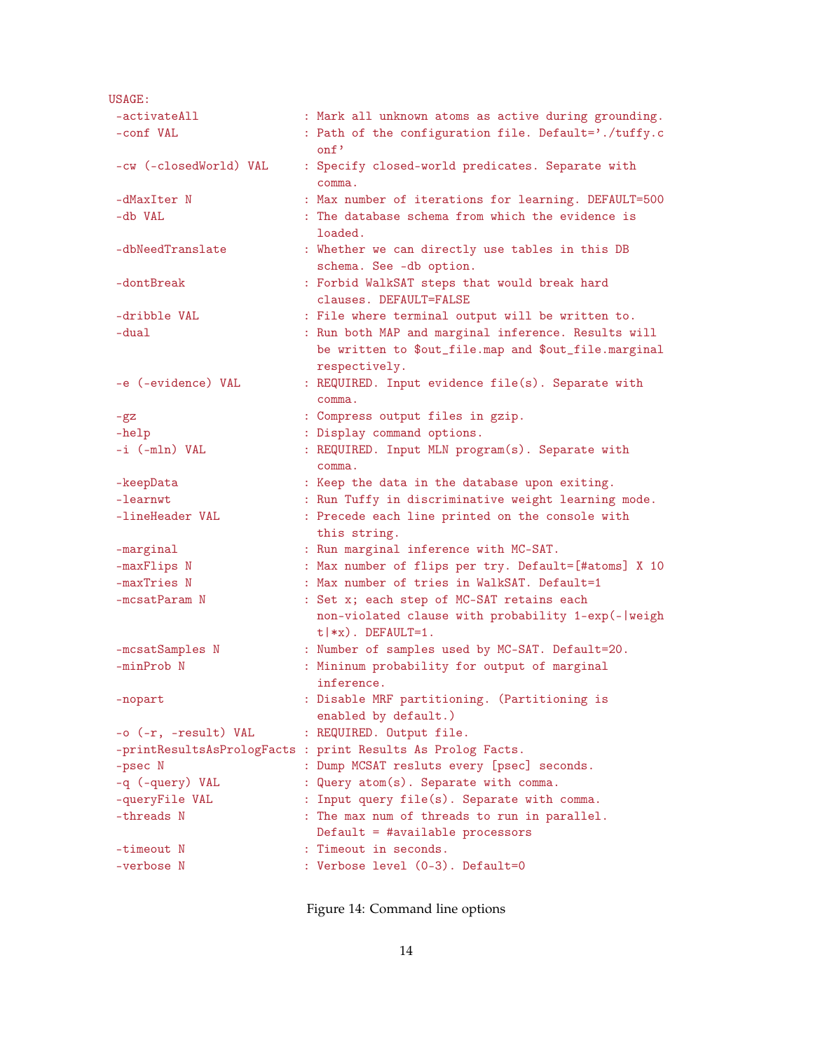```
USAGE:
 -activateAll              : Mark all unknown atoms as active during grounding.
 -conf VAL                 : Path of the configuration file. Default='./tuffy.c
                             onf'
 -cw (-closedWorld) VAL    : Specify closed-world predicates. Separate with
                             comma.
 -dMaxIter N               : Max number of iterations for learning. DEFAULT=500
 -db VAL                   : The database schema from which the evidence is
                             loaded.
 -dbNeedTranslate          : Whether we can directly use tables in this DB
                             schema. See -db option.
 -dontBreak                : Forbid WalkSAT steps that would break hard
                             clauses. DEFAULT=FALSE
 -dribble VAL              : File where terminal output will be written to.
 -dual                     : Run both MAP and marginal inference. Results will
                             be written to $out_file.map and $out_file.marginal
                             respectively.
 -e (-evidence) VAL        : REQUIRED. Input evidence file(s). Separate with
                             comma.
 -gz                       : Compress output files in gzip.
 -help                     : Display command options.
 -i (-mln) VAL             : REQUIRED. Input MLN program(s). Separate with
                             comma.
 -keepData                 : Keep the data in the database upon exiting.
 -learnwt                  : Run Tuffy in discriminative weight learning mode.
 -lineHeader VAL           : Precede each line printed on the console with
                             this string.
 -marginal                 : Run marginal inference with MC-SAT.
 -maxFlips N               : Max number of flips per try. Default=[#atoms] X 10
 -maxTries N               : Max number of tries in WalkSAT. Default=1
 -mcsatParam N             : Set x; each step of MC-SAT retains each
                             non-violated clause with probability 1-exp(-|weigh
                             t|*x). DEFAULT=1.
 -mcsatSamples N           : Number of samples used by MC-SAT. Default=20.
 -minProb N                : Mininum probability for output of marginal
                             inference.
 -nopart                   : Disable MRF partitioning. (Partitioning is
                             enabled by default.)
 -o (-r, -result) VAL      : REQUIRED. Output file.
 -printResultsAsPrologFacts : print Results As Prolog Facts.
 -psec N                   : Dump MCSAT resluts every [psec] seconds.
 -q (-query) VAL           : Query atom(s). Separate with comma.
 -queryFile VAL            : Input query file(s). Separate with comma.
 -threads N                : The max num of threads to run in parallel.
                             Default = #available processors
 -timeout N                : Timeout in seconds.
 -verbose N                : Verbose level (0-3). Default=0
```

Figure 14: Command line options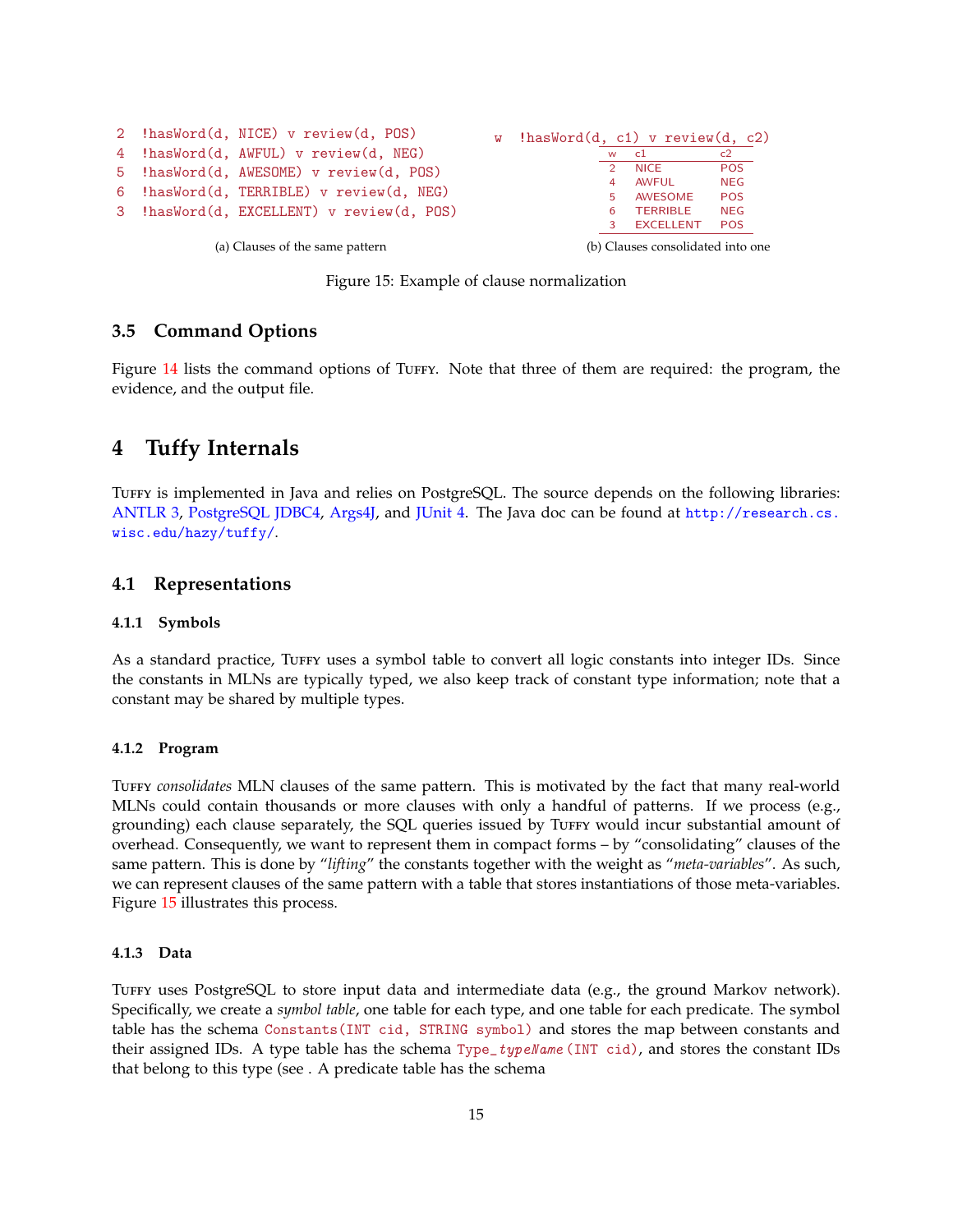```
2  !hasWord(d, NICE) v review(d, POS)
4  !hasWord(d, AWFUL) v review(d, NEG)
5  !hasWord(d, AWESOME) v review(d, POS)
6  !hasWord(d, TERRIBLE) v review(d, NEG)
3  !hasWord(d, EXCELLENT) v review(d, POS)
```

(a) Clauses of the same pattern

```
w  !hasWord(d, c1) v review(d, c2)
```

| w | c1 | c2 |
|---|---|---|
| 2 | NICE | POS |
| 4 | AWFUL | NEG |
| 5 | AWESOME | POS |
| 6 | TERRIBLE | NEG |
| 3 | EXCELLENT | POS |

(b) Clauses consolidated into one

Figure 15: Example of clause normalization

### 3.5 Command Options

Figure 14 lists the command options of Tuffy. Note that three of them are required: the program, the evidence, and the output file.

## 4 Tuffy Internals

Tuffy is implemented in Java and relies on PostgreSQL. The source depends on the following libraries: ANTLR 3, PostgreSQL JDBC4, Args4J, and JUnit 4. The Java doc can be found at http://research.cs.wisc.edu/hazy/tuffy/.

### 4.1 Representations

#### 4.1.1 Symbols

As a standard practice, Tuffy uses a symbol table to convert all logic constants into integer IDs. Since the constants in MLNs are typically typed, we also keep track of constant type information; note that a constant may be shared by multiple types.

#### 4.1.2 Program

Tuffy *consolidates* MLN clauses of the same pattern. This is motivated by the fact that many real-world MLNs could contain thousands or more clauses with only a handful of patterns. If we process (e.g., grounding) each clause separately, the SQL queries issued by Tuffy would incur substantial amount of overhead. Consequently, we want to represent them in compact forms – by "consolidating" clauses of the same pattern. This is done by "*lifting*" the constants together with the weight as "*meta-variables*". As such, we can represent clauses of the same pattern with a table that stores instantiations of those meta-variables. Figure 15 illustrates this process.

#### 4.1.3 Data

Tuffy uses PostgreSQL to store input data and intermediate data (e.g., the ground Markov network). Specifically, we create a *symbol table*, one table for each type, and one table for each predicate. The symbol table has the schema `Constants(INT cid, STRING symbol)` and stores the map between constants and their assigned IDs. A type table has the schema `Type_typeName(INT cid)`, and stores the constant IDs that belong to this type (see . A predicate table has the schema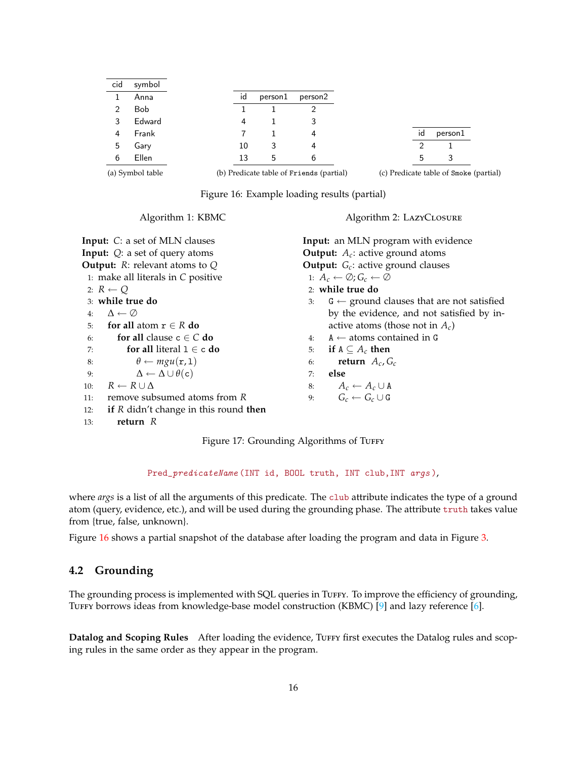| cid | symbol |
|---|---|
| 1 | Anna |
| 2 | Bob |
| 3 | Edward |
| 4 | Frank |
| 5 | Gary |
| 6 | Ellen |

(a) Symbol table

| id | person1 | person2 |
|---|---|---|
| 1 | 1 | 2 |
| 4 | 1 | 3 |
| 7 | 1 | 4 |
| 10 | 3 | 4 |
| 13 | 5 | 6 |

(b) Predicate table of `Friends` (partial)

| id | person1 |
|---|---|
| 2 | 1 |
| 5 | 3 |

(c) Predicate table of `Smoke` (partial)

Figure 16: Example loading results (partial)

**Algorithm 1: KBMC**

**Input:** $C$: a set of MLN clauses
**Input:** $Q$: a set of query atoms
**Output:** $R$: relevant atoms to $Q$

1: make all literals in $C$ positive
2: $R \leftarrow Q$
3: **while true do**
4: $\quad \Delta \leftarrow \emptyset$
5: $\quad$ **for all** atom $\mathtt{r} \in R$ **do**
6: $\quad\quad$ **for all** clause $\mathtt{c} \in C$ **do**
7: $\quad\quad\quad$ **for all** literal $\mathtt{l} \in \mathtt{c}$ **do**
8: $\quad\quad\quad\quad \theta \leftarrow mgu(\mathtt{r}, \mathtt{l})$
9: $\quad\quad\quad\quad \Delta \leftarrow \Delta \cup \theta(\mathtt{c})$
10: $\quad R \leftarrow R \cup \Delta$
11: $\quad$ remove subsumed atoms from $R$
12: $\quad$ **if** $R$ didn't change in this round **then**
13: $\quad\quad$ **return** $R$

**Algorithm 2: LazyClosure**

**Input:** an MLN program with evidence
**Output:** $A_c$: active ground atoms
**Output:** $G_c$: active ground clauses

1: $A_c \leftarrow \emptyset; G_c \leftarrow \emptyset$
2: **while true do**
3: $\quad \mathtt{G} \leftarrow$ ground clauses that are not satisfied by the evidence, and not satisfied by inactive atoms (those not in $A_c$)
4: $\quad \mathtt{A} \leftarrow$ atoms contained in $\mathtt{G}$
5: $\quad$ **if** $\mathtt{A} \subseteq A_c$ **then**
6: $\quad\quad$ **return** $A_c, G_c$
7: $\quad$ **else**
8: $\quad\quad A_c \leftarrow A_c \cup \mathtt{A}$
9: $\quad\quad G_c \leftarrow G_c \cup \mathtt{G}$

Figure 17: Grounding Algorithms of Tuffy

```
Pred_predicateName(INT id, BOOL truth, INT club,INT args),
```

where *args* is a list of all the arguments of this predicate. The `club` attribute indicates the type of a ground atom (query, evidence, etc.), and will be used during the grounding phase. The attribute `truth` takes value from {true, false, unknown}.

Figure 16 shows a partial snapshot of the database after loading the program and data in Figure 3.

## 4.2 Grounding

The grounding process is implemented with SQL queries in Tuffy. To improve the efficiency of grounding, Tuffy borrows ideas from knowledge-base model construction (KBMC) [9] and lazy reference [6].

**Datalog and Scoping Rules** After loading the evidence, Tuffy first executes the Datalog rules and scoping rules in the same order as they appear in the program.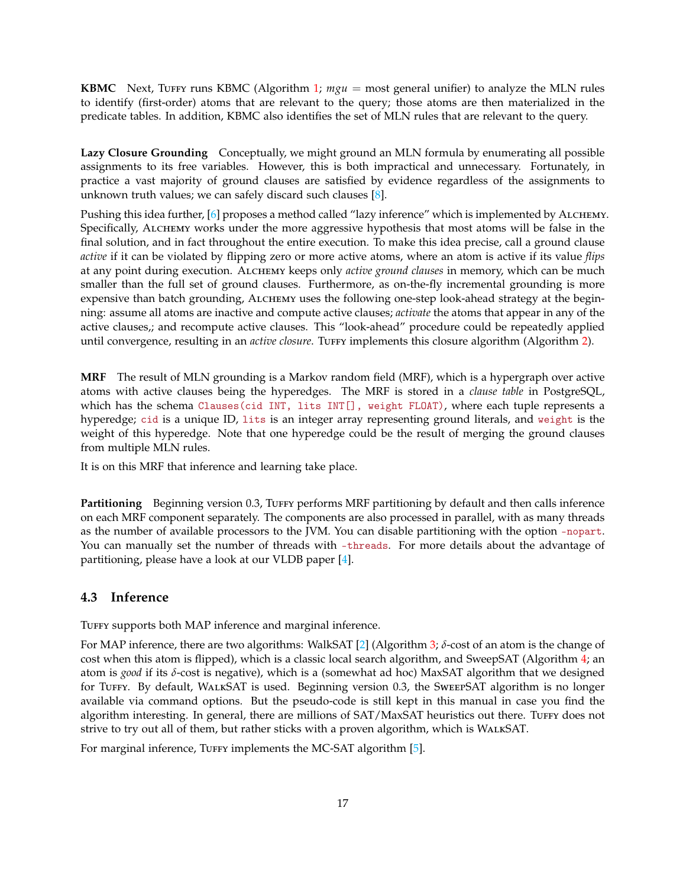**KBMC** Next, Tuffy runs KBMC (Algorithm 1; $mgu$ = most general unifier) to analyze the MLN rules to identify (first-order) atoms that are relevant to the query; those atoms are then materialized in the predicate tables. In addition, KBMC also identifies the set of MLN rules that are relevant to the query.

**Lazy Closure Grounding** Conceptually, we might ground an MLN formula by enumerating all possible assignments to its free variables. However, this is both impractical and unnecessary. Fortunately, in practice a vast majority of ground clauses are satisfied by evidence regardless of the assignments to unknown truth values; we can safely discard such clauses [8].

Pushing this idea further, [6] proposes a method called "lazy inference" which is implemented by Alchemy. Specifically, Alchemy works under the more aggressive hypothesis that most atoms will be false in the final solution, and in fact throughout the entire execution. To make this idea precise, call a ground clause *active* if it can be violated by flipping zero or more active atoms, where an atom is active if its value *flips* at any point during execution. Alchemy keeps only *active ground clauses* in memory, which can be much smaller than the full set of ground clauses. Furthermore, as on-the-fly incremental grounding is more expensive than batch grounding, Alchemy uses the following one-step look-ahead strategy at the beginning: assume all atoms are inactive and compute active clauses; *activate* the atoms that appear in any of the active clauses,; and recompute active clauses. This "look-ahead" procedure could be repeatedly applied until convergence, resulting in an *active closure*. Tuffy implements this closure algorithm (Algorithm 2).

**MRF** The result of MLN grounding is a Markov random field (MRF), which is a hypergraph over active atoms with active clauses being the hyperedges. The MRF is stored in a *clause table* in PostgreSQL, which has the schema `Clauses(cid INT, lits INT[], weight FLOAT)`, where each tuple represents a hyperedge; `cid` is a unique ID, `lits` is an integer array representing ground literals, and `weight` is the weight of this hyperedge. Note that one hyperedge could be the result of merging the ground clauses from multiple MLN rules.

It is on this MRF that inference and learning take place.

**Partitioning** Beginning version 0.3, Tuffy performs MRF partitioning by default and then calls inference on each MRF component separately. The components are also processed in parallel, with as many threads as the number of available processors to the JVM. You can disable partitioning with the option `-nopart`. You can manually set the number of threads with `-threads`. For more details about the advantage of partitioning, please have a look at our VLDB paper [4].

### 4.3 Inference

Tuffy supports both MAP inference and marginal inference.

For MAP inference, there are two algorithms: WalkSAT [2] (Algorithm 3; $\delta$-cost of an atom is the change of cost when this atom is flipped), which is a classic local search algorithm, and SweepSAT (Algorithm 4; an atom is *good* if its $\delta$-cost is negative), which is a (somewhat ad hoc) MaxSAT algorithm that we designed for Tuffy. By default, WalkSAT is used. Beginning version 0.3, the SweepSAT algorithm is no longer available via command options. But the pseudo-code is still kept in this manual in case you find the algorithm interesting. In general, there are millions of SAT/MaxSAT heuristics out there. Tuffy does not strive to try out all of them, but rather sticks with a proven algorithm, which is WalkSAT.

For marginal inference, Tuffy implements the MC-SAT algorithm [5].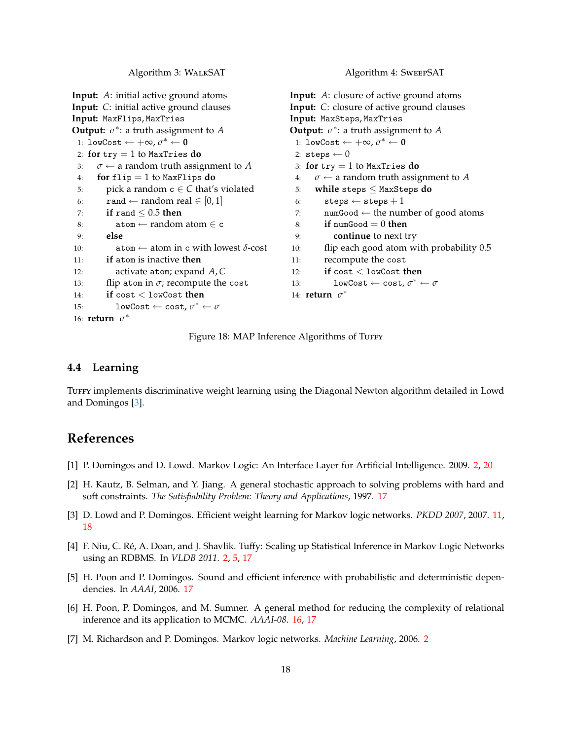Algorithm 3: WalkSAT

```
Input: A: initial active ground atoms
Input: C: initial active ground clauses
Input: MaxFlips, MaxTries
Output: σ*: a truth assignment to A
 1: lowCost ← +∞, σ* ← 0
 2: for try = 1 to MaxTries do
 3:   σ ← a random truth assignment to A
 4:   for flip = 1 to MaxFlips do
 5:     pick a random c ∈ C that's violated
 6:     rand ← random real ∈ [0,1]
 7:     if rand ≤ 0.5 then
 8:       atom ← random atom ∈ c
 9:     else
10:       atom ← atom in c with lowest δ-cost
11:     if atom is inactive then
12:       activate atom; expand A, C
13:     flip atom in σ; recompute the cost
14:     if cost < lowCost then
15:       lowCost ← cost, σ* ← σ
16: return σ*
```

Algorithm 4: SweepSAT

```
Input: A: closure of active ground atoms
Input: C: closure of active ground clauses
Input: MaxSteps, MaxTries
Output: σ*: a truth assignment to A
 1: lowCost ← +∞, σ* ← 0
 2: steps ← 0
 3: for try = 1 to MaxTries do
 4:   σ ← a random truth assignment to A
 5:   while steps ≤ MaxSteps do
 6:     steps ← steps + 1
 7:     numGood ← the number of good atoms
 8:     if numGood = 0 then
 9:       continue to next try
10:     flip each good atom with probability 0.5
11:     recompute the cost
12:     if cost < lowCost then
13:       lowCost ← cost, σ* ← σ
14: return σ*
```

Figure 18: MAP Inference Algorithms of Tuffy

## 4.4 Learning

Tuffy implements discriminative weight learning using the Diagonal Newton algorithm detailed in Lowd and Domingos [3].

# References

[1] P. Domingos and D. Lowd. Markov Logic: An Interface Layer for Artificial Intelligence. 2009. 2, 20

[2] H. Kautz, B. Selman, and Y. Jiang. A general stochastic approach to solving problems with hard and soft constraints. *The Satisfiability Problem: Theory and Applications*, 1997. 17

[3] D. Lowd and P. Domingos. Efficient weight learning for Markov logic networks. *PKDD 2007*, 2007. 11, 18

[4] F. Niu, C. Ré, A. Doan, and J. Shavlik. Tuffy: Scaling up Statistical Inference in Markov Logic Networks using an RDBMS. In *VLDB 2011*. 2, 5, 17

[5] H. Poon and P. Domingos. Sound and efficient inference with probabilistic and deterministic dependencies. In *AAAI*, 2006. 17

[6] H. Poon, P. Domingos, and M. Sumner. A general method for reducing the complexity of relational inference and its application to MCMC. *AAAI-08*. 16, 17

[7] M. Richardson and P. Domingos. Markov logic networks. *Machine Learning*, 2006. 2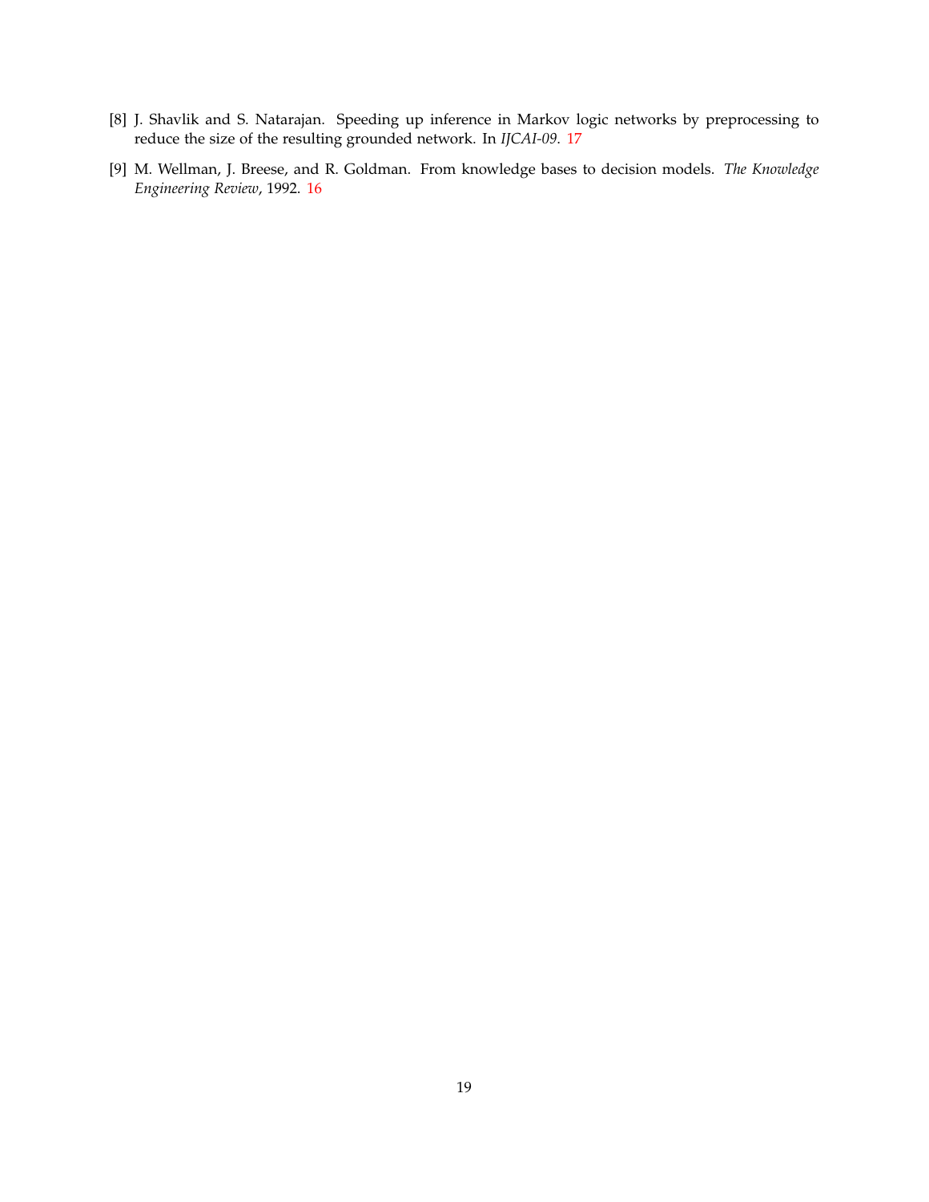[8] J. Shavlik and S. Natarajan. Speeding up inference in Markov logic networks by preprocessing to reduce the size of the resulting grounded network. In *IJCAI-09*. 17

[9] M. Wellman, J. Breese, and R. Goldman. From knowledge bases to decision models. *The Knowledge Engineering Review*, 1992. 16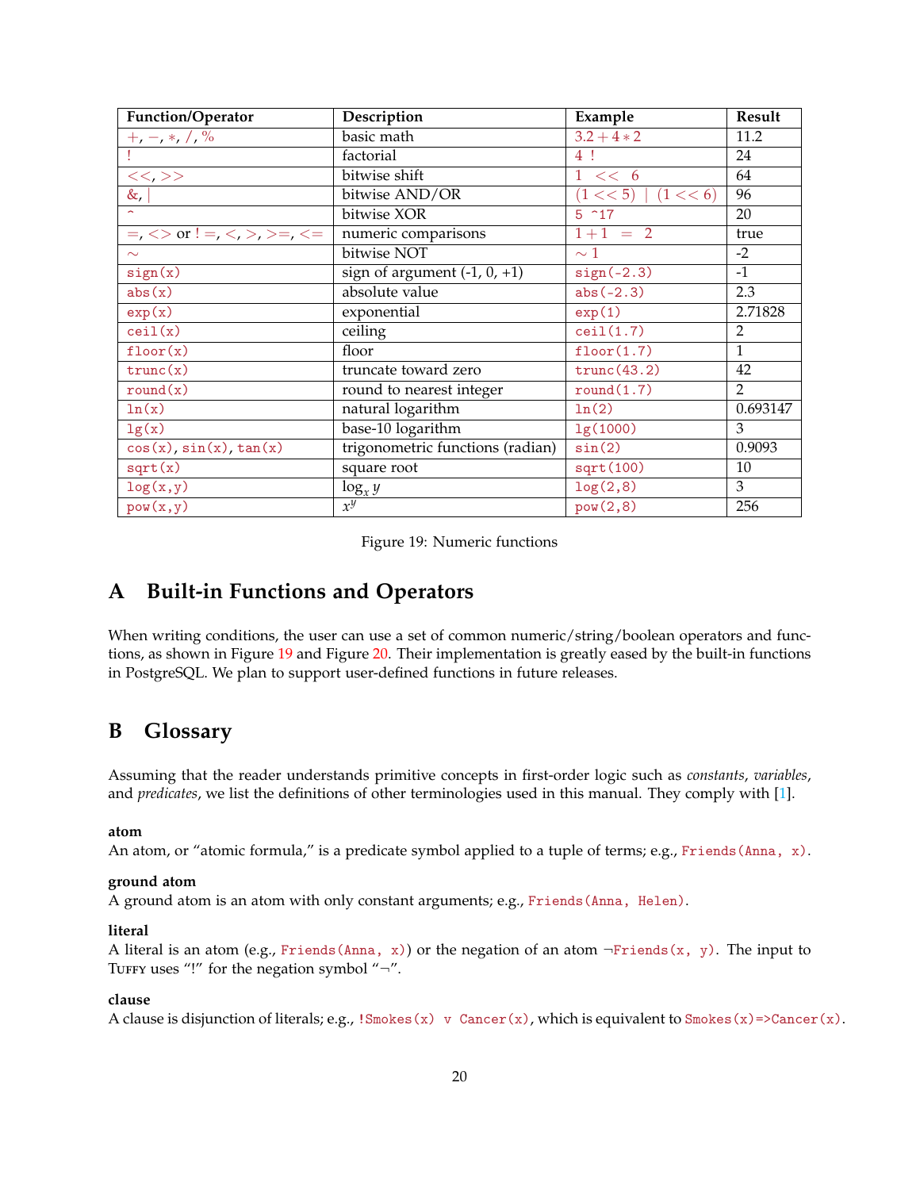| Function/Operator | Description | Example | Result |
|---|---|---|---|
| +, −, ∗, /, % | basic math | 3.2 + 4 ∗ 2 | 11.2 |
| ! | factorial | 4 ! | 24 |
| <<, >> | bitwise shift | 1 << 6 | 64 |
| &, \| | bitwise AND/OR | (1 << 5) \| (1 << 6) | 96 |
| ^ | bitwise XOR | 5 ^17 | 20 |
| =, <> or ! =, <, >, >=, <= | numeric comparisons | 1 + 1 = 2 | true |
| ∼ | bitwise NOT | ∼ 1 | -2 |
| `sign(x)` | sign of argument (-1, 0, +1) | `sign(-2.3)` | -1 |
| `abs(x)` | absolute value | `abs(-2.3)` | 2.3 |
| `exp(x)` | exponential | `exp(1)` | 2.71828 |
| `ceil(x)` | ceiling | `ceil(1.7)` | 2 |
| `floor(x)` | floor | `floor(1.7)` | 1 |
| `trunc(x)` | truncate toward zero | `trunc(43.2)` | 42 |
| `round(x)` | round to nearest integer | `round(1.7)` | 2 |
| `ln(x)` | natural logarithm | `ln(2)` | 0.693147 |
| `lg(x)` | base-10 logarithm | `lg(1000)` | 3 |
| `cos(x)`, `sin(x)`, `tan(x)` | trigonometric functions (radian) | `sin(2)` | 0.9093 |
| `sqrt(x)` | square root | `sqrt(100)` | 10 |
| `log(x,y)` | $\log_x y$ | `log(2,8)` | 3 |
| `pow(x,y)` | $x^y$ | `pow(2,8)` | 256 |

Figure 19: Numeric functions

# A Built-in Functions and Operators

When writing conditions, the user can use a set of common numeric/string/boolean operators and functions, as shown in Figure 19 and Figure 20. Their implementation is greatly eased by the built-in functions in PostgreSQL. We plan to support user-defined functions in future releases.

# B Glossary

Assuming that the reader understands primitive concepts in first-order logic such as *constants*, *variables*, and *predicates*, we list the definitions of other terminologies used in this manual. They comply with [1].

**atom**
An atom, or "atomic formula," is a predicate symbol applied to a tuple of terms; e.g., `Friends(Anna, x)`.

**ground atom**
A ground atom is an atom with only constant arguments; e.g., `Friends(Anna, Helen)`.

**literal**
A literal is an atom (e.g., `Friends(Anna, x)`) or the negation of an atom ¬`Friends(x, y)`. The input to TUFFY uses "!" for the negation symbol "¬".

**clause**
A clause is disjunction of literals; e.g., `!Smokes(x) v Cancer(x)`, which is equivalent to `Smokes(x)=>Cancer(x)`.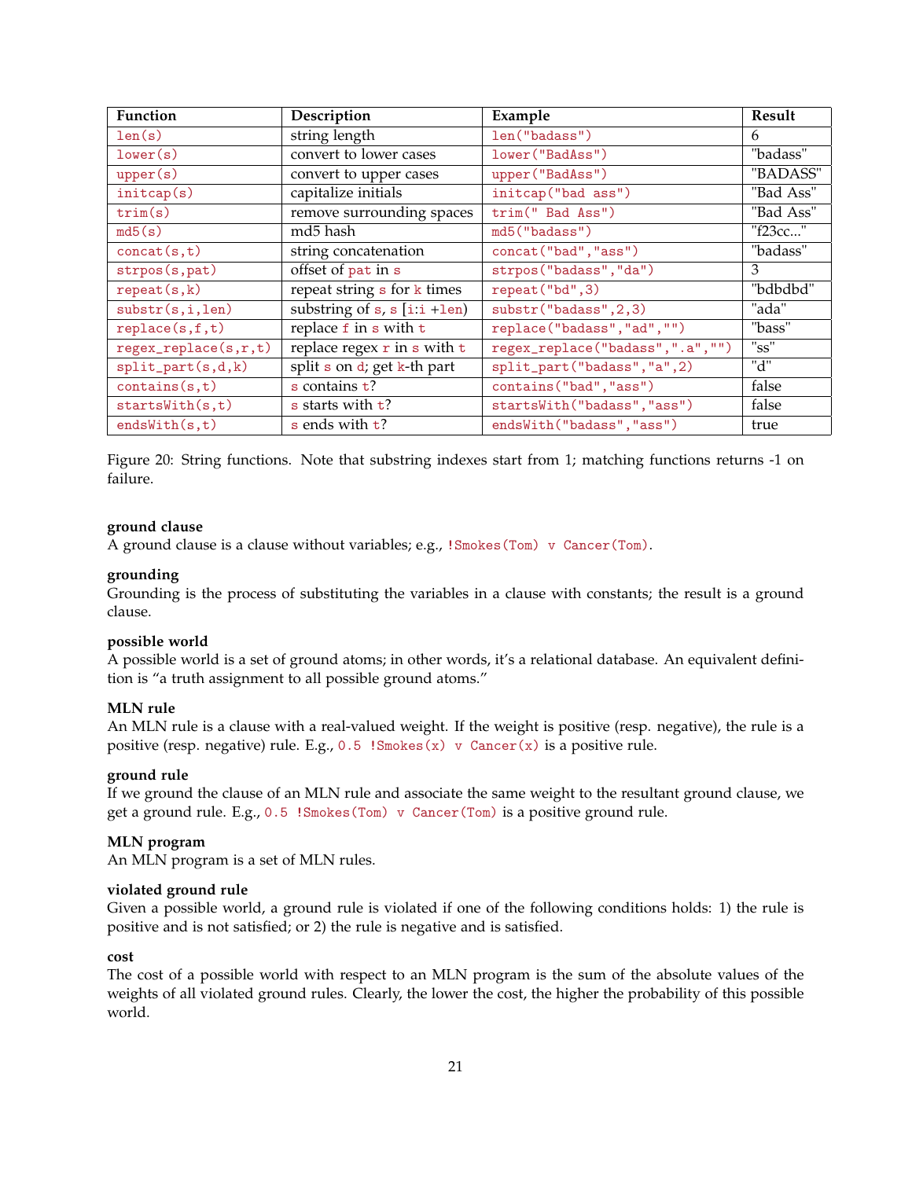| Function | Description | Example | Result |
|---|---|---|---|
| `len(s)` | string length | `len("badass")` | 6 |
| `lower(s)` | convert to lower cases | `lower("BadAss")` | "badass" |
| `upper(s)` | convert to upper cases | `upper("BadAss")` | "BADASS" |
| `initcap(s)` | capitalize initials | `initcap("bad ass")` | "Bad Ass" |
| `trim(s)` | remove surrounding spaces | `trim(" Bad Ass")` | "Bad Ass" |
| `md5(s)` | md5 hash | `md5("badass")` | "f23cc..." |
| `concat(s,t)` | string concatenation | `concat("bad","ass")` | "badass" |
| `strpos(s,pat)` | offset of `pat` in `s` | `strpos("badass","da")` | 3 |
| `repeat(s,k)` | repeat string `s` for `k` times | `repeat("bd",3)` | "bdbdbd" |
| `substr(s,i,len)` | substring of `s`, `s` [`i`:`i` +`len`) | `substr("badass",2,3)` | "ada" |
| `replace(s,f,t)` | replace `f` in `s` with `t` | `replace("badass","ad","")` | "bass" |
| `regex_replace(s,r,t)` | replace regex `r` in `s` with `t` | `regex_replace("badass",".a","")` | "ss" |
| `split_part(s,d,k)` | split `s` on `d`; get `k`-th part | `split_part("badass","a",2)` | "d" |
| `contains(s,t)` | `s` contains `t`? | `contains("bad","ass")` | false |
| `startsWith(s,t)` | `s` starts with `t`? | `startsWith("badass","ass")` | false |
| `endsWith(s,t)` | `s` ends with `t`? | `endsWith("badass","ass")` | true |

Figure 20: String functions. Note that substring indexes start from 1; matching functions returns -1 on failure.

**ground clause**
A ground clause is a clause without variables; e.g., `!Smokes(Tom) v Cancer(Tom)`.

**grounding**
Grounding is the process of substituting the variables in a clause with constants; the result is a ground clause.

**possible world**
A possible world is a set of ground atoms; in other words, it's a relational database. An equivalent definition is "a truth assignment to all possible ground atoms."

**MLN rule**
An MLN rule is a clause with a real-valued weight. If the weight is positive (resp. negative), the rule is a positive (resp. negative) rule. E.g., `0.5 !Smokes(x) v Cancer(x)` is a positive rule.

**ground rule**
If we ground the clause of an MLN rule and associate the same weight to the resultant ground clause, we get a ground rule. E.g., `0.5 !Smokes(Tom) v Cancer(Tom)` is a positive ground rule.

**MLN program**
An MLN program is a set of MLN rules.

**violated ground rule**
Given a possible world, a ground rule is violated if one of the following conditions holds: 1) the rule is positive and is not satisfied; or 2) the rule is negative and is satisfied.

**cost**
The cost of a possible world with respect to an MLN program is the sum of the absolute values of the weights of all violated ground rules. Clearly, the lower the cost, the higher the probability of this possible world.